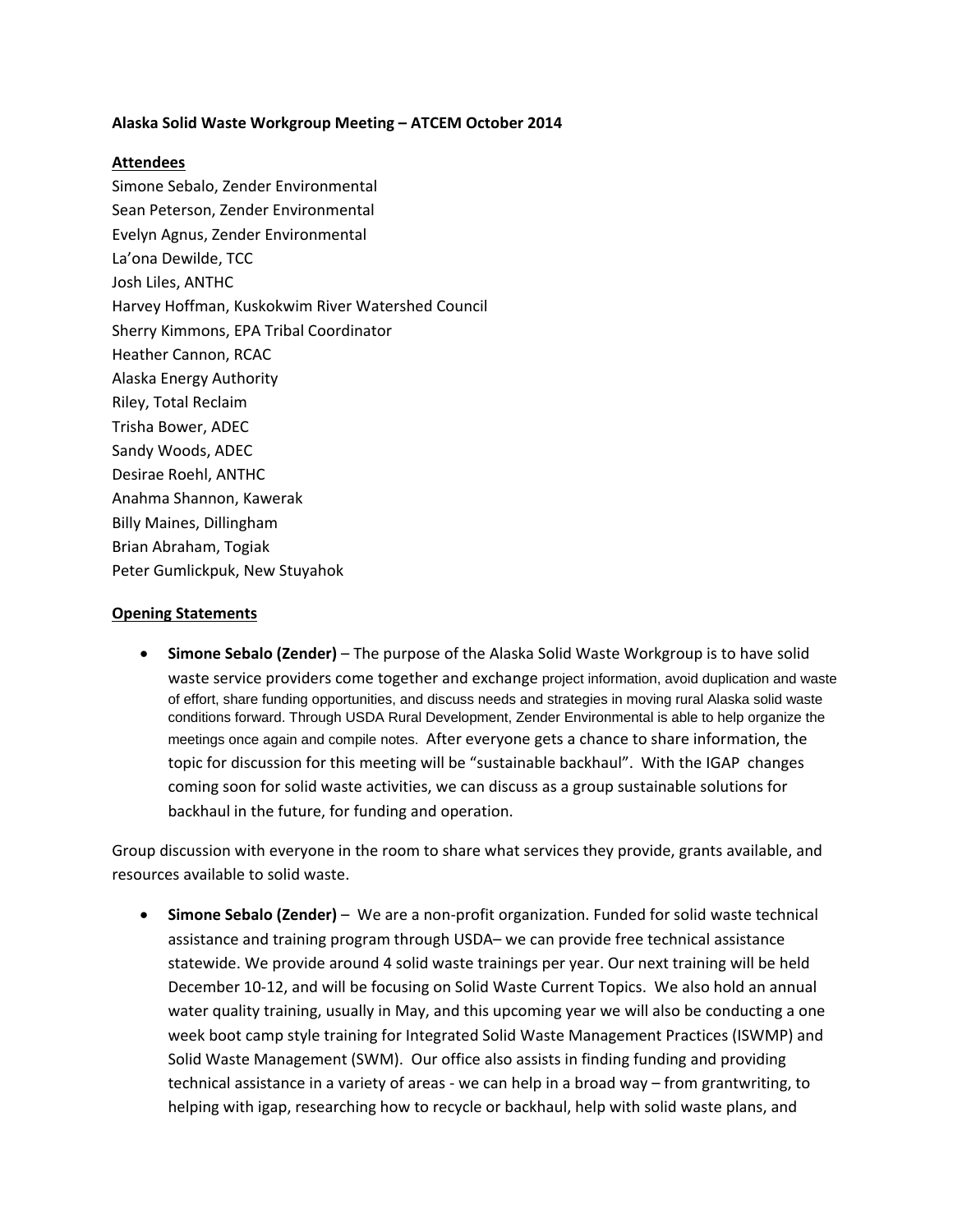**Alaska Solid Waste Workgroup Meeting – ATCEM October 2014**

**Attendees**

Simone Sebalo, Zender Environmental
Sean Peterson, Zender Environmental
Evelyn Agnus, Zender Environmental
La'ona Dewilde, TCC
Josh Liles, ANTHC
Harvey Hoffman, Kuskokwim River Watershed Council
Sherry Kimmons, EPA Tribal Coordinator
Heather Cannon, RCAC
Alaska Energy Authority
Riley, Total Reclaim
Trisha Bower, ADEC
Sandy Woods, ADEC
Desirae Roehl, ANTHC
Anahma Shannon, Kawerak
Billy Maines, Dillingham
Brian Abraham, Togiak
Peter Gumlickpuk, New Stuyahok

**Opening Statements**

- **Simone Sebalo (Zender)** – The purpose of the Alaska Solid Waste Workgroup is to have solid waste service providers come together and exchange project information, avoid duplication and waste of effort, share funding opportunities, and discuss needs and strategies in moving rural Alaska solid waste conditions forward. Through USDA Rural Development, Zender Environmental is able to help organize the meetings once again and compile notes. After everyone gets a chance to share information, the topic for discussion for this meeting will be "sustainable backhaul". With the IGAP changes coming soon for solid waste activities, we can discuss as a group sustainable solutions for backhaul in the future, for funding and operation.

Group discussion with everyone in the room to share what services they provide, grants available, and resources available to solid waste.

- **Simone Sebalo (Zender)** – We are a non-profit organization. Funded for solid waste technical assistance and training program through USDA– we can provide free technical assistance statewide. We provide around 4 solid waste trainings per year. Our next training will be held December 10-12, and will be focusing on Solid Waste Current Topics. We also hold an annual water quality training, usually in May, and this upcoming year we will also be conducting a one week boot camp style training for Integrated Solid Waste Management Practices (ISWMP) and Solid Waste Management (SWM). Our office also assists in finding funding and providing technical assistance in a variety of areas - we can help in a broad way – from grantwriting, to helping with igap, researching how to recycle or backhaul, help with solid waste plans, and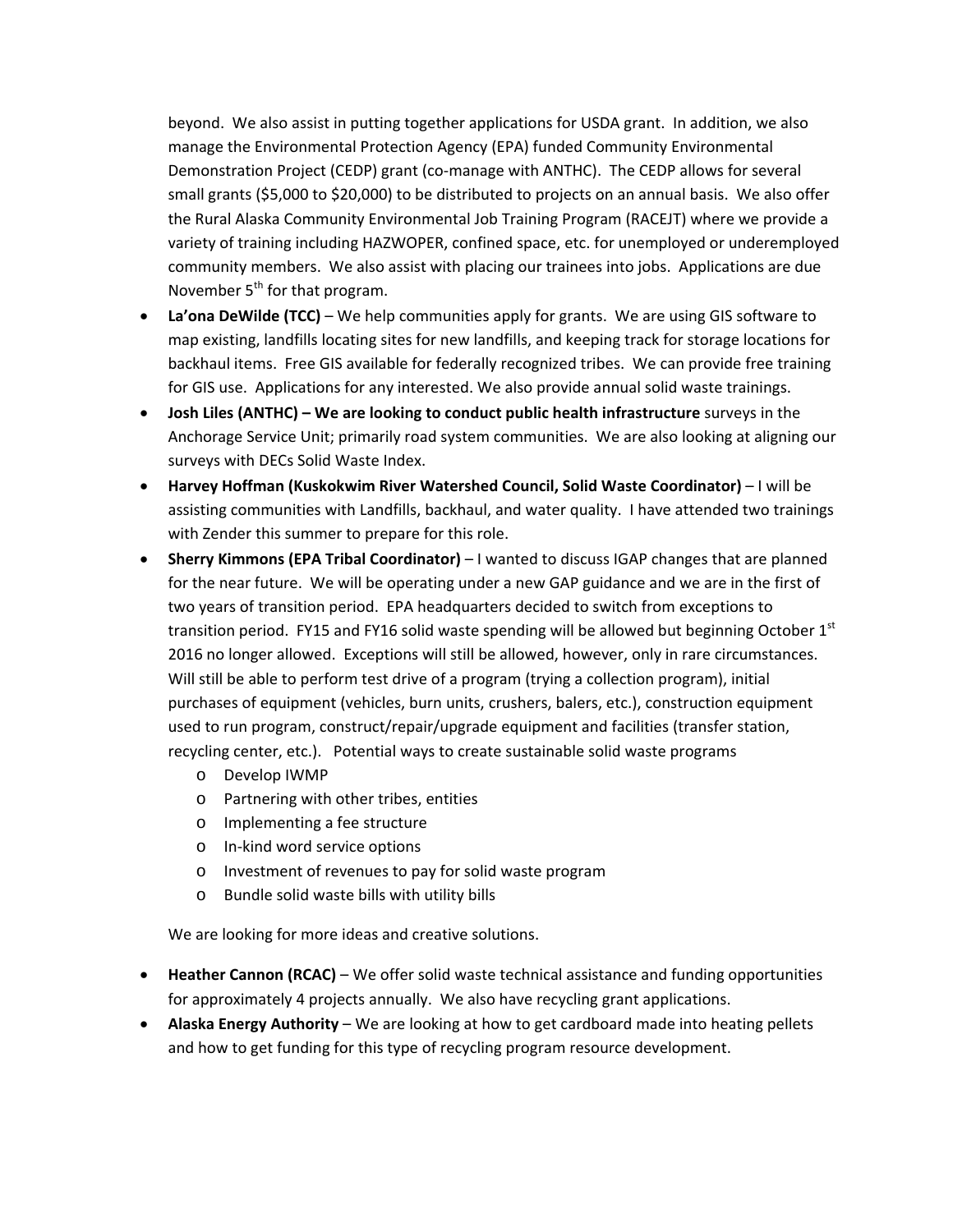beyond. We also assist in putting together applications for USDA grant. In addition, we also manage the Environmental Protection Agency (EPA) funded Community Environmental Demonstration Project (CEDP) grant (co-manage with ANTHC). The CEDP allows for several small grants ($5,000 to $20,000) to be distributed to projects on an annual basis. We also offer the Rural Alaska Community Environmental Job Training Program (RACEJT) where we provide a variety of training including HAZWOPER, confined space, etc. for unemployed or underemployed community members. We also assist with placing our trainees into jobs. Applications are due November 5th for that program.

- **La'ona DeWilde (TCC)** – We help communities apply for grants. We are using GIS software to map existing, landfills locating sites for new landfills, and keeping track for storage locations for backhaul items. Free GIS available for federally recognized tribes. We can provide free training for GIS use. Applications for any interested. We also provide annual solid waste trainings.
- **Josh Liles (ANTHC) – We are looking to conduct public health infrastructure** surveys in the Anchorage Service Unit; primarily road system communities. We are also looking at aligning our surveys with DECs Solid Waste Index.
- **Harvey Hoffman (Kuskokwim River Watershed Council, Solid Waste Coordinator)** – I will be assisting communities with Landfills, backhaul, and water quality. I have attended two trainings with Zender this summer to prepare for this role.
- **Sherry Kimmons (EPA Tribal Coordinator)** – I wanted to discuss IGAP changes that are planned for the near future. We will be operating under a new GAP guidance and we are in the first of two years of transition period. EPA headquarters decided to switch from exceptions to transition period. FY15 and FY16 solid waste spending will be allowed but beginning October 1st 2016 no longer allowed. Exceptions will still be allowed, however, only in rare circumstances. Will still be able to perform test drive of a program (trying a collection program), initial purchases of equipment (vehicles, burn units, crushers, balers, etc.), construction equipment used to run program, construct/repair/upgrade equipment and facilities (transfer station, recycling center, etc.). Potential ways to create sustainable solid waste programs
    - Develop IWMP
    - Partnering with other tribes, entities
    - Implementing a fee structure
    - In-kind word service options
    - Investment of revenues to pay for solid waste program
    - Bundle solid waste bills with utility bills

  We are looking for more ideas and creative solutions.

- **Heather Cannon (RCAC)** – We offer solid waste technical assistance and funding opportunities for approximately 4 projects annually. We also have recycling grant applications.
- **Alaska Energy Authority** – We are looking at how to get cardboard made into heating pellets and how to get funding for this type of recycling program resource development.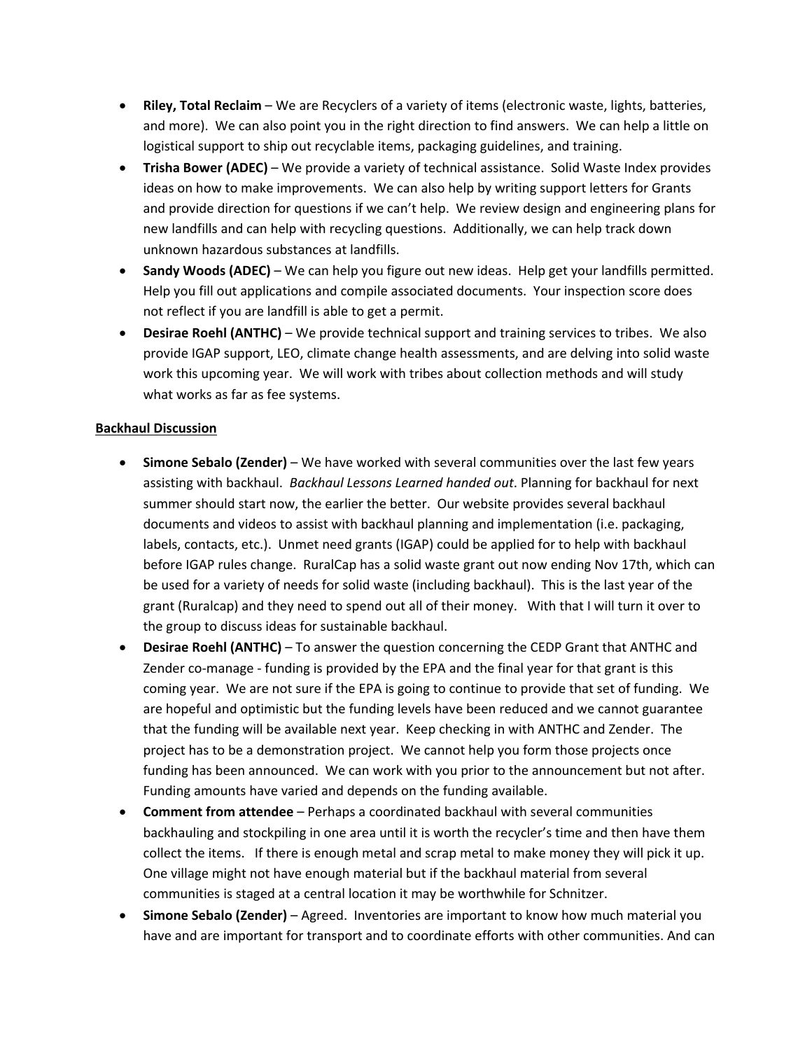- **Riley, Total Reclaim** – We are Recyclers of a variety of items (electronic waste, lights, batteries, and more). We can also point you in the right direction to find answers. We can help a little on logistical support to ship out recyclable items, packaging guidelines, and training.
- **Trisha Bower (ADEC)** – We provide a variety of technical assistance. Solid Waste Index provides ideas on how to make improvements. We can also help by writing support letters for Grants and provide direction for questions if we can't help. We review design and engineering plans for new landfills and can help with recycling questions. Additionally, we can help track down unknown hazardous substances at landfills.
- **Sandy Woods (ADEC)** – We can help you figure out new ideas. Help get your landfills permitted. Help you fill out applications and compile associated documents. Your inspection score does not reflect if you are landfill is able to get a permit.
- **Desirae Roehl (ANTHC)** – We provide technical support and training services to tribes. We also provide IGAP support, LEO, climate change health assessments, and are delving into solid waste work this upcoming year. We will work with tribes about collection methods and will study what works as far as fee systems.

**Backhaul Discussion**

- **Simone Sebalo (Zender)** – We have worked with several communities over the last few years assisting with backhaul. *Backhaul Lessons Learned handed out*. Planning for backhaul for next summer should start now, the earlier the better. Our website provides several backhaul documents and videos to assist with backhaul planning and implementation (i.e. packaging, labels, contacts, etc.). Unmet need grants (IGAP) could be applied for to help with backhaul before IGAP rules change. RuralCap has a solid waste grant out now ending Nov 17th, which can be used for a variety of needs for solid waste (including backhaul). This is the last year of the grant (Ruralcap) and they need to spend out all of their money. With that I will turn it over to the group to discuss ideas for sustainable backhaul.
- **Desirae Roehl (ANTHC)** – To answer the question concerning the CEDP Grant that ANTHC and Zender co-manage - funding is provided by the EPA and the final year for that grant is this coming year. We are not sure if the EPA is going to continue to provide that set of funding. We are hopeful and optimistic but the funding levels have been reduced and we cannot guarantee that the funding will be available next year. Keep checking in with ANTHC and Zender. The project has to be a demonstration project. We cannot help you form those projects once funding has been announced. We can work with you prior to the announcement but not after. Funding amounts have varied and depends on the funding available.
- **Comment from attendee** – Perhaps a coordinated backhaul with several communities backhauling and stockpiling in one area until it is worth the recycler's time and then have them collect the items. If there is enough metal and scrap metal to make money they will pick it up. One village might not have enough material but if the backhaul material from several communities is staged at a central location it may be worthwhile for Schnitzer.
- **Simone Sebalo (Zender)** – Agreed. Inventories are important to know how much material you have and are important for transport and to coordinate efforts with other communities. And can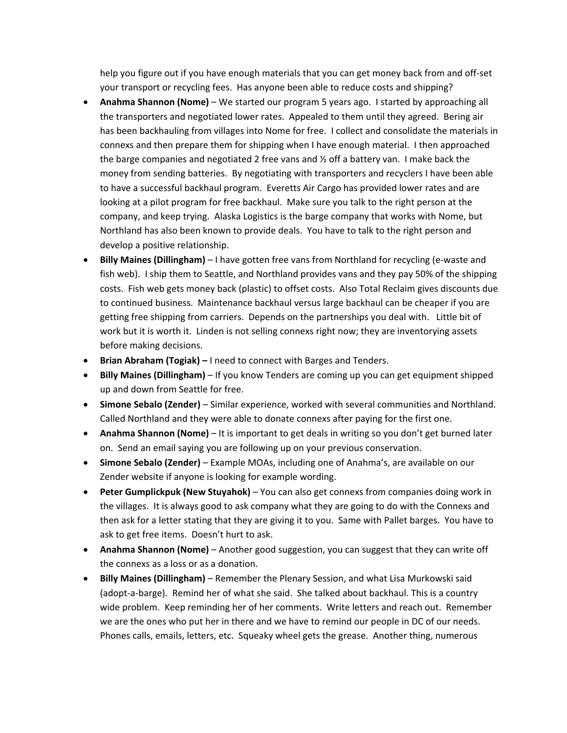help you figure out if you have enough materials that you can get money back from and off-set your transport or recycling fees. Has anyone been able to reduce costs and shipping?

- **Anahma Shannon (Nome)** – We started our program 5 years ago. I started by approaching all the transporters and negotiated lower rates. Appealed to them until they agreed. Bering air has been backhauling from villages into Nome for free. I collect and consolidate the materials in connexs and then prepare them for shipping when I have enough material. I then approached the barge companies and negotiated 2 free vans and ½ off a battery van. I make back the money from sending batteries. By negotiating with transporters and recyclers I have been able to have a successful backhaul program. Everetts Air Cargo has provided lower rates and are looking at a pilot program for free backhaul. Make sure you talk to the right person at the company, and keep trying. Alaska Logistics is the barge company that works with Nome, but Northland has also been known to provide deals. You have to talk to the right person and develop a positive relationship.
- **Billy Maines (Dillingham)** – I have gotten free vans from Northland for recycling (e-waste and fish web). I ship them to Seattle, and Northland provides vans and they pay 50% of the shipping costs. Fish web gets money back (plastic) to offset costs. Also Total Reclaim gives discounts due to continued business. Maintenance backhaul versus large backhaul can be cheaper if you are getting free shipping from carriers. Depends on the partnerships you deal with. Little bit of work but it is worth it. Linden is not selling connexs right now; they are inventorying assets before making decisions.
- **Brian Abraham (Togiak) –** I need to connect with Barges and Tenders.
- **Billy Maines (Dillingham)** – If you know Tenders are coming up you can get equipment shipped up and down from Seattle for free.
- **Simone Sebalo (Zender)** – Similar experience, worked with several communities and Northland. Called Northland and they were able to donate connexs after paying for the first one.
- **Anahma Shannon (Nome)** – It is important to get deals in writing so you don't get burned later on. Send an email saying you are following up on your previous conservation.
- **Simone Sebalo (Zender)** – Example MOAs, including one of Anahma's, are available on our Zender website if anyone is looking for example wording.
- **Peter Gumplickpuk (New Stuyahok)** – You can also get connexs from companies doing work in the villages. It is always good to ask company what they are going to do with the Connexs and then ask for a letter stating that they are giving it to you. Same with Pallet barges. You have to ask to get free items. Doesn't hurt to ask.
- **Anahma Shannon (Nome)** – Another good suggestion, you can suggest that they can write off the connexs as a loss or as a donation.
- **Billy Maines (Dillingham)** – Remember the Plenary Session, and what Lisa Murkowski said (adopt-a-barge). Remind her of what she said. She talked about backhaul. This is a country wide problem. Keep reminding her of her comments. Write letters and reach out. Remember we are the ones who put her in there and we have to remind our people in DC of our needs. Phones calls, emails, letters, etc. Squeaky wheel gets the grease. Another thing, numerous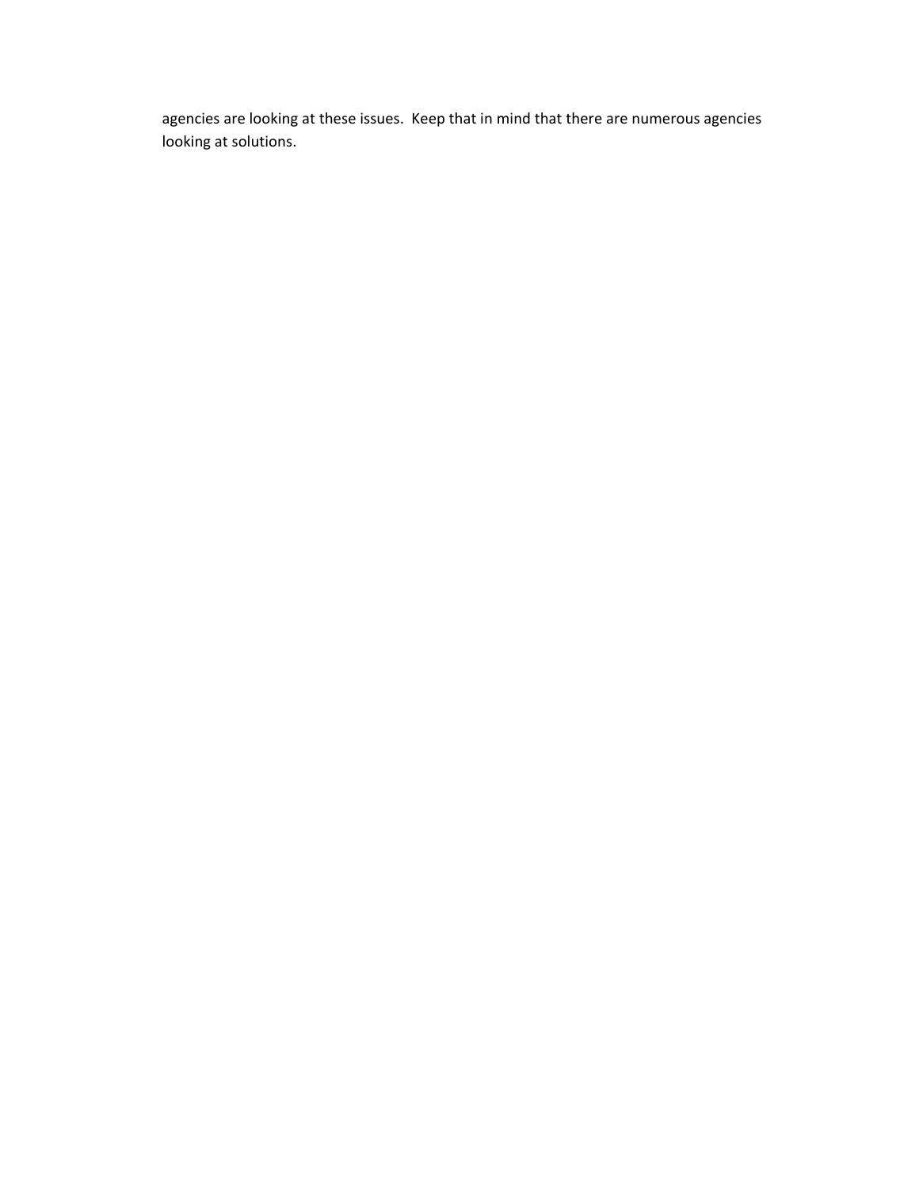agencies are looking at these issues.  Keep that in mind that there are numerous agencies looking at solutions.